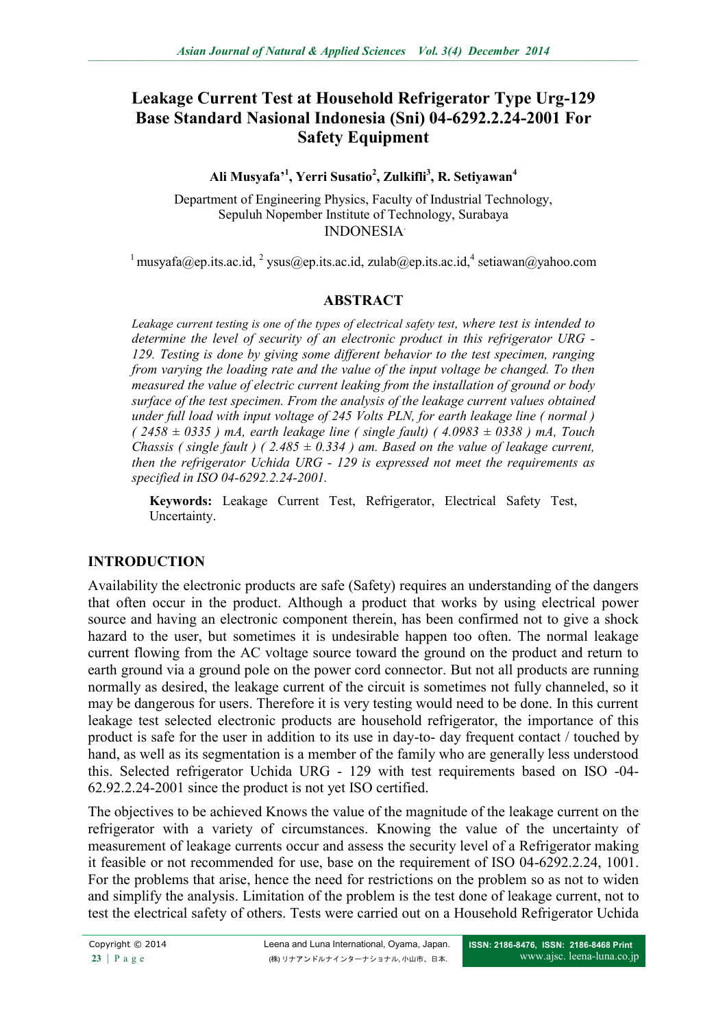# Leakage Current Test at Household Refrigerator Type Urg-129 Base Standard Nasional Indonesia (Sni) 04-6292.2.24-2001 For Safety Equipment

**Ali Musyafa'[1], Yerri Susatio[2], Zulkifli[3], R. Setiyawan[4]**

Department of Engineering Physics, Faculty of Industrial Technology,
Sepuluh Nopember Institute of Technology, Surabaya
INDONESIA

[1] musyafa@ep.its.ac.id, [2] ysus@ep.its.ac.id, zulab@ep.its.ac.id,[4] setiawan@yahoo.com

## ABSTRACT

*Leakage current testing is one of the types of electrical safety test, where test is intended to determine the level of security of an electronic product in this refrigerator URG - 129. Testing is done by giving some different behavior to the test specimen, ranging from varying the loading rate and the value of the input voltage be changed. To then measured the value of electric current leaking from the installation of ground or body surface of the test specimen. From the analysis of the leakage current values obtained under full load with input voltage of 245 Volts PLN, for earth leakage line ( normal ) ( 2458 ± 0335 ) mA, earth leakage line ( single fault) ( 4.0983 ± 0338 ) mA, Touch Chassis ( single fault ) ( 2.485 ± 0.334 ) am. Based on the value of leakage current, then the refrigerator Uchida URG - 129 is expressed not meet the requirements as specified in ISO 04-6292.2.24-2001.*

**Keywords:** Leakage Current Test, Refrigerator, Electrical Safety Test, Uncertainty.

## INTRODUCTION

Availability the electronic products are safe (Safety) requires an understanding of the dangers that often occur in the product. Although a product that works by using electrical power source and having an electronic component therein, has been confirmed not to give a shock hazard to the user, but sometimes it is undesirable happen too often. The normal leakage current flowing from the AC voltage source toward the ground on the product and return to earth ground via a ground pole on the power cord connector. But not all products are running normally as desired, the leakage current of the circuit is sometimes not fully channeled, so it may be dangerous for users. Therefore it is very testing would need to be done. In this current leakage test selected electronic products are household refrigerator, the importance of this product is safe for the user in addition to its use in day-to- day frequent contact / touched by hand, as well as its segmentation is a member of the family who are generally less understood this. Selected refrigerator Uchida URG - 129 with test requirements based on ISO -04-62.92.2.24-2001 since the product is not yet ISO certified.

The objectives to be achieved Knows the value of the magnitude of the leakage current on the refrigerator with a variety of circumstances. Knowing the value of the uncertainty of measurement of leakage currents occur and assess the security level of a Refrigerator making it feasible or not recommended for use, base on the requirement of ISO 04-6292.2.24, 1001. For the problems that arise, hence the need for restrictions on the problem so as not to widen and simplify the analysis. Limitation of the problem is the test done of leakage current, not to test the electrical safety of others. Tests were carried out on a Household Refrigerator Uchida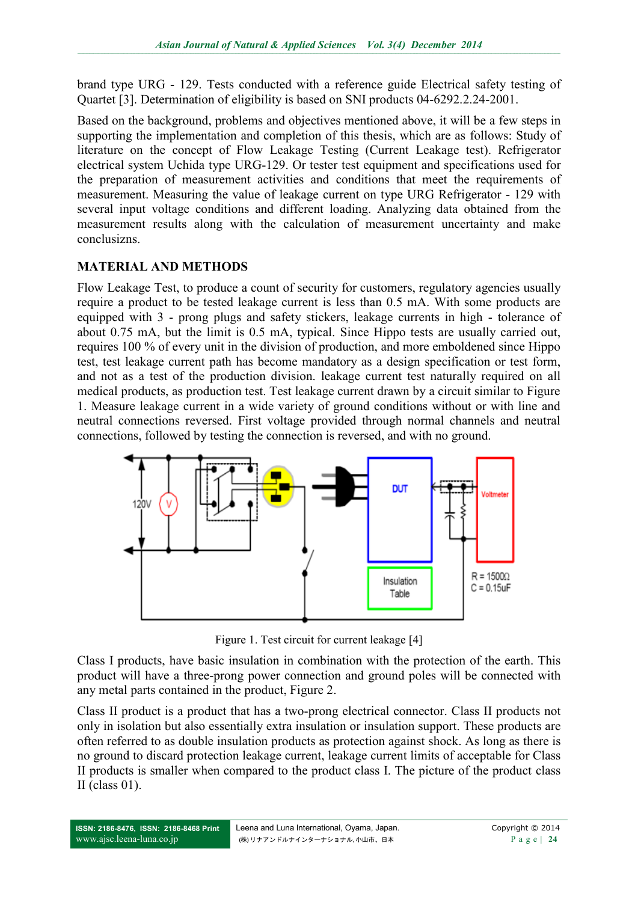brand type URG - 129. Tests conducted with a reference guide Electrical safety testing of Quartet [3]. Determination of eligibility is based on SNI products 04-6292.2.24-2001.

Based on the background, problems and objectives mentioned above, it will be a few steps in supporting the implementation and completion of this thesis, which are as follows: Study of literature on the concept of Flow Leakage Testing (Current Leakage test). Refrigerator electrical system Uchida type URG-129. Or tester test equipment and specifications used for the preparation of measurement activities and conditions that meet the requirements of measurement. Measuring the value of leakage current on type URG Refrigerator - 129 with several input voltage conditions and different loading. Analyzing data obtained from the measurement results along with the calculation of measurement uncertainty and make conclusizns.

## MATERIAL AND METHODS

Flow Leakage Test, to produce a count of security for customers, regulatory agencies usually require a product to be tested leakage current is less than 0.5 mA. With some products are equipped with 3 - prong plugs and safety stickers, leakage currents in high - tolerance of about 0.75 mA, but the limit is 0.5 mA, typical. Since Hippo tests are usually carried out, requires 100 % of every unit in the division of production, and more emboldened since Hippo test, test leakage current path has become mandatory as a design specification or test form, and not as a test of the production division. leakage current test naturally required on all medical products, as production test. Test leakage current drawn by a circuit similar to Figure 1. Measure leakage current in a wide variety of ground conditions without or with line and neutral connections reversed. First voltage provided through normal channels and neutral connections, followed by testing the connection is reversed, and with no ground.

Figure 1. Test circuit for current leakage [4]

Class I products, have basic insulation in combination with the protection of the earth. This product will have a three-prong power connection and ground poles will be connected with any metal parts contained in the product, Figure 2.

Class II product is a product that has a two-prong electrical connector. Class II products not only in isolation but also essentially extra insulation or insulation support. These products are often referred to as double insulation products as protection against shock. As long as there is no ground to discard protection leakage current, leakage current limits of acceptable for Class II products is smaller when compared to the product class I. The picture of the product class II (class 01).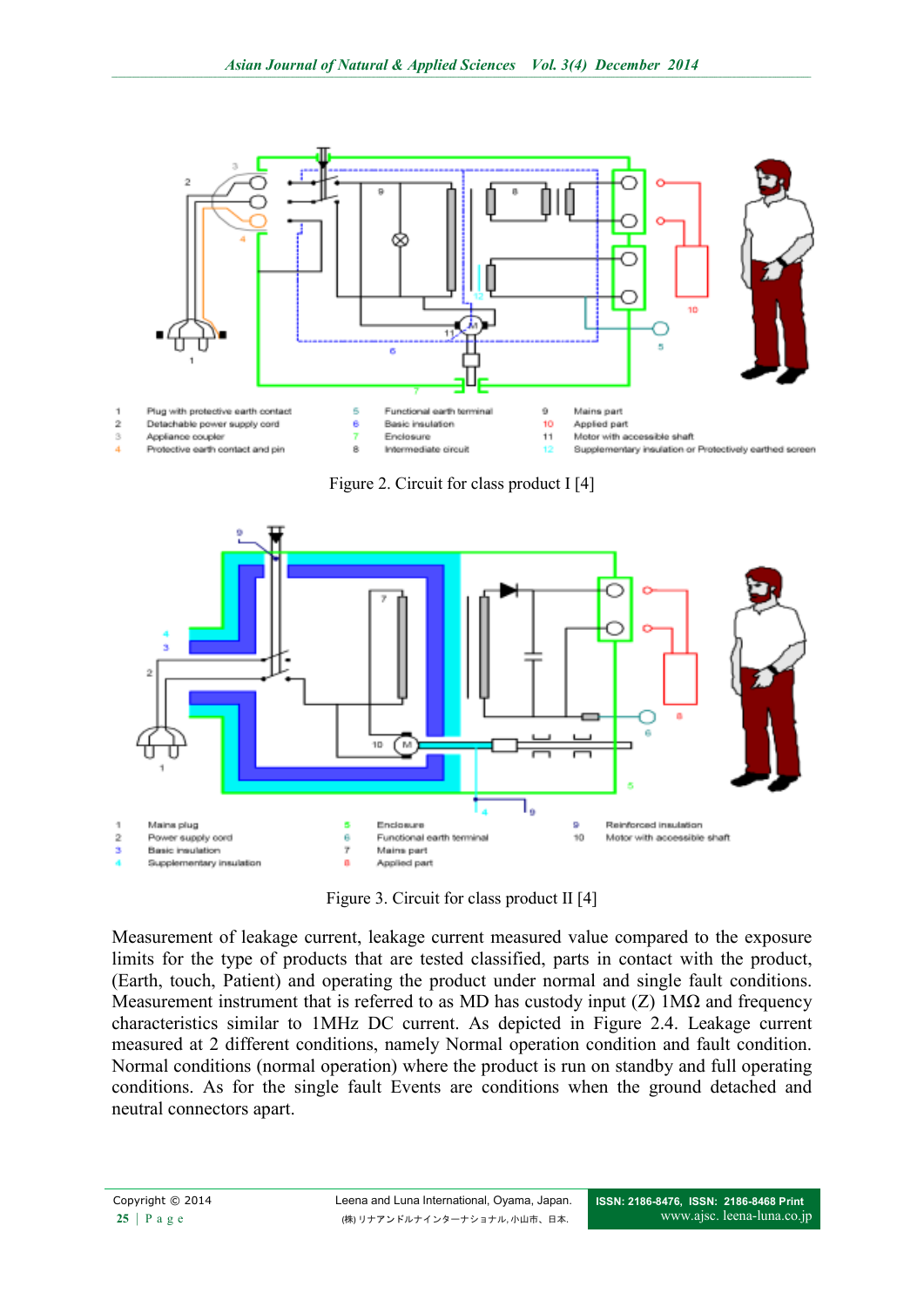| | | | | | |
|---|---|---|---|---|---|
| 1 | Plug with protective earth contact | 5 | Functional earth terminal | 9 | Mains part |
| 2 | Detachable power supply cord | 6 | Basic insulation | 10 | Applied part |
| 3 | Appliance coupler | 7 | Enclosure | 11 | Motor with accessible shaft |
| 4 | Protective earth contact and pin | 8 | Intermediate circuit | 12 | Supplementary insulation or Protectively earthed screen |

Figure 2. Circuit for class product I [4]

| | | | | | |
|---|---|---|---|---|---|
| 1 | Mains plug | 5 | Enclosure | 9 | Reinforced insulation |
| 2 | Power supply cord | 6 | Functional earth terminal | 10 | Motor with accessible shaft |
| 3 | Basic insulation | 7 | Mains part | | |
| 4 | Supplementary insulation | 8 | Applied part | | |

Figure 3. Circuit for class product II [4]

Measurement of leakage current, leakage current measured value compared to the exposure limits for the type of products that are tested classified, parts in contact with the product, (Earth, touch, Patient) and operating the product under normal and single fault conditions. Measurement instrument that is referred to as MD has custody input (Z) 1MΩ and frequency characteristics similar to 1MHz DC current. As depicted in Figure 2.4. Leakage current measured at 2 different conditions, namely Normal operation condition and fault condition. Normal conditions (normal operation) where the product is run on standby and full operating conditions. As for the single fault Events are conditions when the ground detached and neutral connectors apart.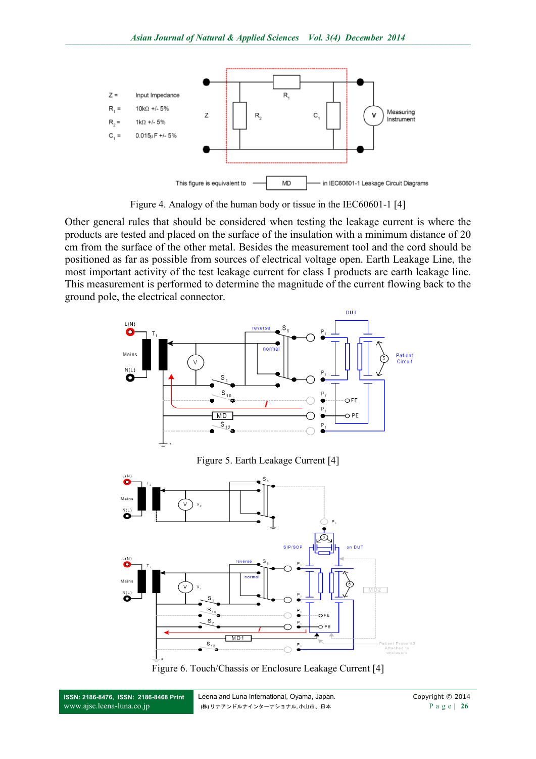Figure 4. Analogy of the human body or tissue in the IEC60601-1 [4]

Other general rules that should be considered when testing the leakage current is where the products are tested and placed on the surface of the insulation with a minimum distance of 20 cm from the surface of the other metal. Besides the measurement tool and the cord should be positioned as far as possible from sources of electrical voltage open. Earth Leakage Line, the most important activity of the test leakage current for class I products are earth leakage line. This measurement is performed to determine the magnitude of the current flowing back to the ground pole, the electrical connector.

Figure 5. Earth Leakage Current [4]

Figure 6. Touch/Chassis or Enclosure Leakage Current [4]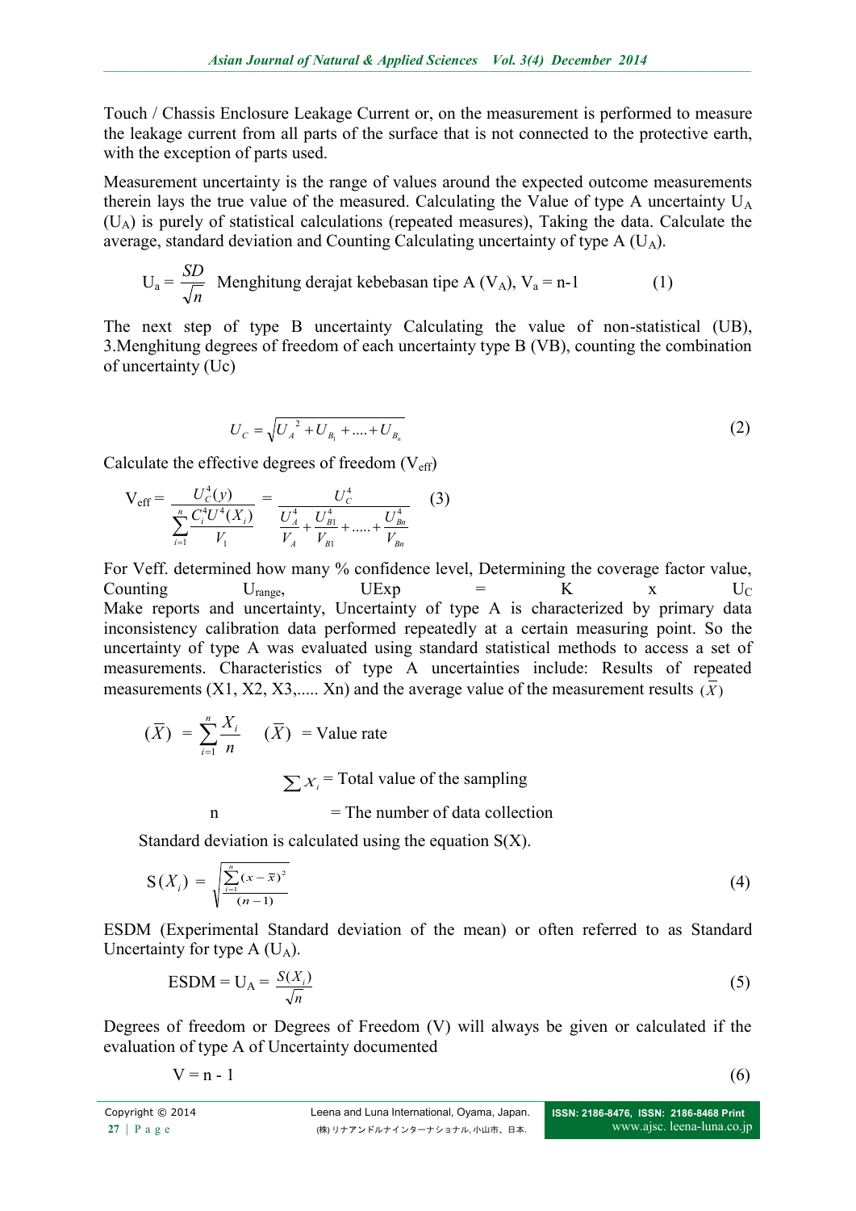Touch / Chassis Enclosure Leakage Current or, on the measurement is performed to measure the leakage current from all parts of the surface that is not connected to the protective earth, with the exception of parts used.

Measurement uncertainty is the range of values around the expected outcome measurements therein lays the true value of the measured. Calculating the Value of type A uncertainty $U_A$ ($U_A$) is purely of statistical calculations (repeated measures), Taking the data. Calculate the average, standard deviation and Counting Calculating uncertainty of type A ($U_A$).

$$U_a = \frac{SD}{\sqrt{n}} \quad \text{Menghitung derajat kebebasan tipe A } (V_A),\ V_a = n-1 \tag{1}$$

The next step of type B uncertainty Calculating the value of non-statistical (UB), 3.Menghitung degrees of freedom of each uncertainty type B (VB), counting the combination of uncertainty (Uc)

$$U_C = \sqrt{U_A^{\ 2} + U_{B_1} + .... + U_{B_n}} \tag{2}$$

Calculate the effective degrees of freedom ($V_{eff}$)

$$V_{eff} = \frac{U_C^4(y)}{\sum_{i=1}^{n} \frac{C_i^4 U^4(X_i)}{V_1}} = \frac{U_C^4}{\frac{U_A^4}{V_A} + \frac{U_{B1}^4}{V_{B1}} + ..... + \frac{U_{Bn}^4}{V_{Bn}}} \tag{3}$$

For Veff. determined how many % confidence level, Determining the coverage factor value, Counting $U_{range}$, UExp = K x $U_C$ Make reports and uncertainty, Uncertainty of type A is characterized by primary data inconsistency calibration data performed repeatedly at a certain measuring point. So the uncertainty of type A was evaluated using standard statistical methods to access a set of measurements. Characteristics of type A uncertainties include: Results of repeated measurements (X1, X2, X3,..... Xn) and the average value of the measurement results $(\overline{X})$

$$(\overline{X}) = \sum_{i=1}^{n} \frac{X_i}{n} \qquad (\overline{X}) = \text{Value rate}$$

$\sum X_i$ = Total value of the sampling

n = The number of data collection

Standard deviation is calculated using the equation S(X).

$$S(X_i) = \sqrt{\frac{\sum_{i=1}^{n}(x-\bar{x})^2}{(n-1)}} \tag{4}$$

ESDM (Experimental Standard deviation of the mean) or often referred to as Standard Uncertainty for type A ($U_A$).

$$\text{ESDM} = U_A = \frac{S(X_i)}{\sqrt{n}} \tag{5}$$

Degrees of freedom or Degrees of Freedom (V) will always be given or calculated if the evaluation of type A of Uncertainty documented

$$V = n - 1 \tag{6}$$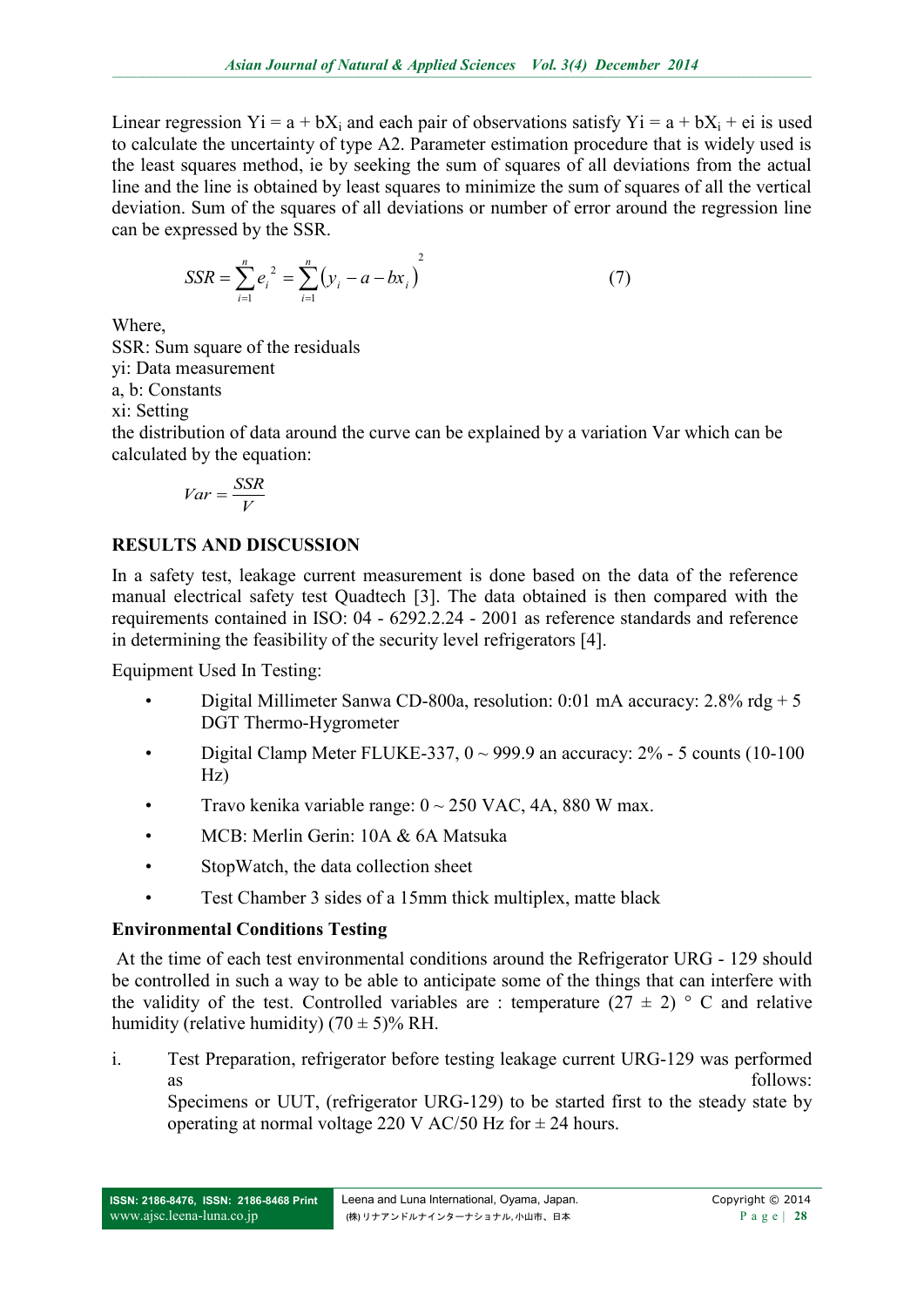Linear regression $Yi = a + bX_i$ and each pair of observations satisfy $Yi = a + bX_i + ei$ is used to calculate the uncertainty of type A2. Parameter estimation procedure that is widely used is the least squares method, ie by seeking the sum of squares of all deviations from the actual line and the line is obtained by least squares to minimize the sum of squares of all the vertical deviation. Sum of the squares of all deviations or number of error around the regression line can be expressed by the SSR.

$$SSR = \sum_{i=1}^{n} e_i^{\,2} = \sum_{i=1}^{n} \left( y_i - a - bx_i \right)^2 \tag{7}$$

Where,

SSR: Sum square of the residuals

yi: Data measurement

a, b: Constants

xi: Setting

the distribution of data around the curve can be explained by a variation Var which can be calculated by the equation:

$$Var = \frac{SSR}{V}$$

## RESULTS AND DISCUSSION

In a safety test, leakage current measurement is done based on the data of the reference manual electrical safety test Quadtech [3]. The data obtained is then compared with the requirements contained in ISO: 04 - 6292.2.24 - 2001 as reference standards and reference in determining the feasibility of the security level refrigerators [4].

Equipment Used In Testing:

- Digital Millimeter Sanwa CD-800a, resolution: 0:01 mA accuracy: 2.8% rdg + 5 DGT Thermo-Hygrometer
- Digital Clamp Meter FLUKE-337, 0 ~ 999.9 an accuracy: 2% - 5 counts (10-100 Hz)
- Travo kenika variable range: 0 ~ 250 VAC, 4A, 880 W max.
- MCB: Merlin Gerin: 10A & 6A Matsuka
- StopWatch, the data collection sheet
- Test Chamber 3 sides of a 15mm thick multiplex, matte black

### Environmental Conditions Testing

At the time of each test environmental conditions around the Refrigerator URG - 129 should be controlled in such a way to be able to anticipate some of the things that can interfere with the validity of the test. Controlled variables are : temperature (27 ± 2) ° C and relative humidity (relative humidity) (70 ± 5)% RH.

i. Test Preparation, refrigerator before testing leakage current URG-129 was performed as follows:
   Specimens or UUT, (refrigerator URG-129) to be started first to the steady state by operating at normal voltage 220 V AC/50 Hz for ± 24 hours.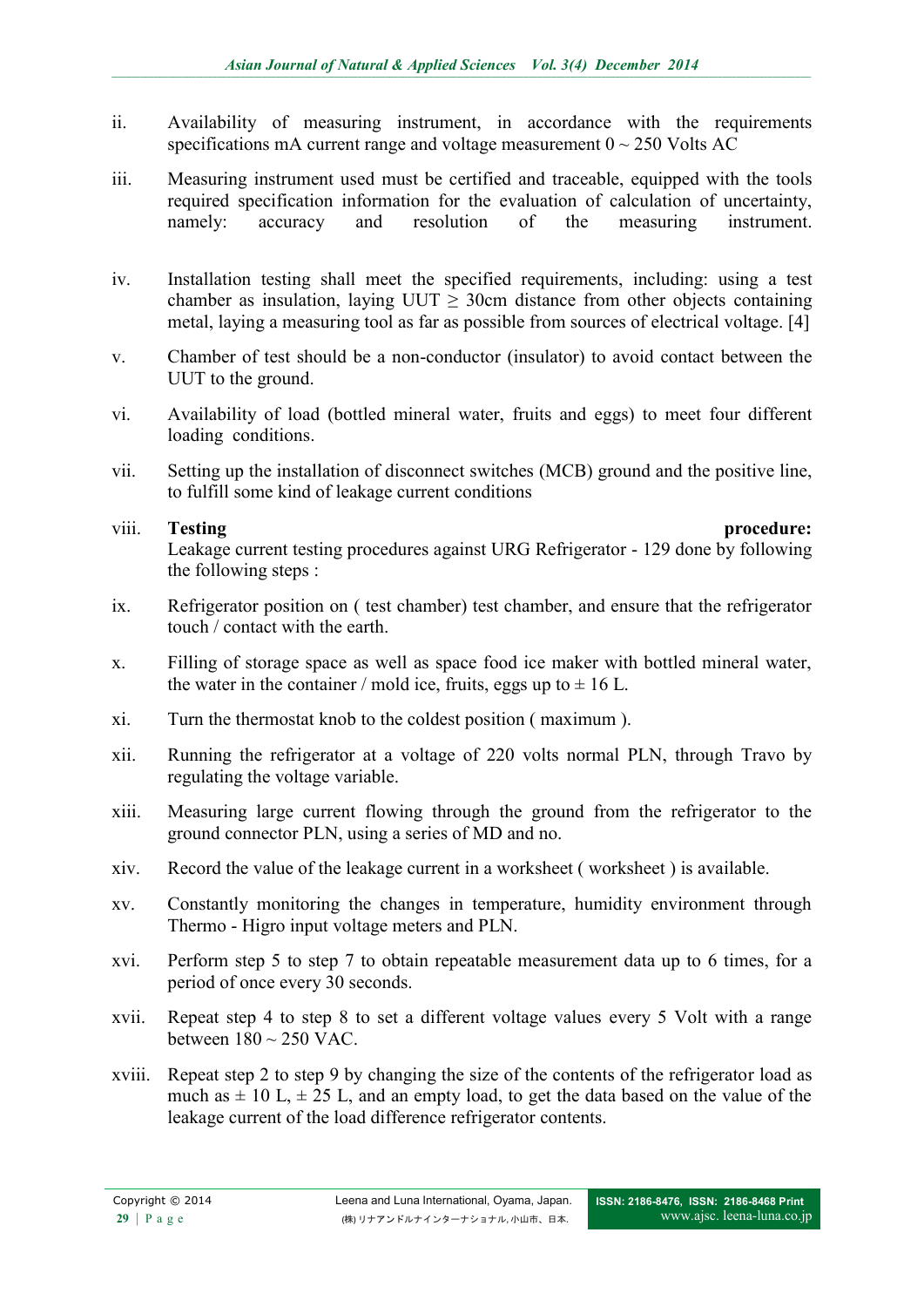ii. Availability of measuring instrument, in accordance with the requirements specifications mA current range and voltage measurement 0 ~ 250 Volts AC

iii. Measuring instrument used must be certified and traceable, equipped with the tools required specification information for the evaluation of calculation of uncertainty, namely: accuracy and resolution of the measuring instrument.

iv. Installation testing shall meet the specified requirements, including: using a test chamber as insulation, laying UUT $\geq$ 30cm distance from other objects containing metal, laying a measuring tool as far as possible from sources of electrical voltage. [4]

v. Chamber of test should be a non-conductor (insulator) to avoid contact between the UUT to the ground.

vi. Availability of load (bottled mineral water, fruits and eggs) to meet four different loading conditions.

vii. Setting up the installation of disconnect switches (MCB) ground and the positive line, to fulfill some kind of leakage current conditions

viii. **Testing procedure:** Leakage current testing procedures against URG Refrigerator - 129 done by following the following steps :

ix. Refrigerator position on ( test chamber) test chamber, and ensure that the refrigerator touch / contact with the earth.

x. Filling of storage space as well as space food ice maker with bottled mineral water, the water in the container / mold ice, fruits, eggs up to $\pm$ 16 L.

xi. Turn the thermostat knob to the coldest position ( maximum ).

xii. Running the refrigerator at a voltage of 220 volts normal PLN, through Travo by regulating the voltage variable.

xiii. Measuring large current flowing through the ground from the refrigerator to the ground connector PLN, using a series of MD and no.

xiv. Record the value of the leakage current in a worksheet ( worksheet ) is available.

xv. Constantly monitoring the changes in temperature, humidity environment through Thermo - Higro input voltage meters and PLN.

xvi. Perform step 5 to step 7 to obtain repeatable measurement data up to 6 times, for a period of once every 30 seconds.

xvii. Repeat step 4 to step 8 to set a different voltage values every 5 Volt with a range between 180 ~ 250 VAC.

xviii. Repeat step 2 to step 9 by changing the size of the contents of the refrigerator load as much as $\pm$ 10 L, $\pm$ 25 L, and an empty load, to get the data based on the value of the leakage current of the load difference refrigerator contents.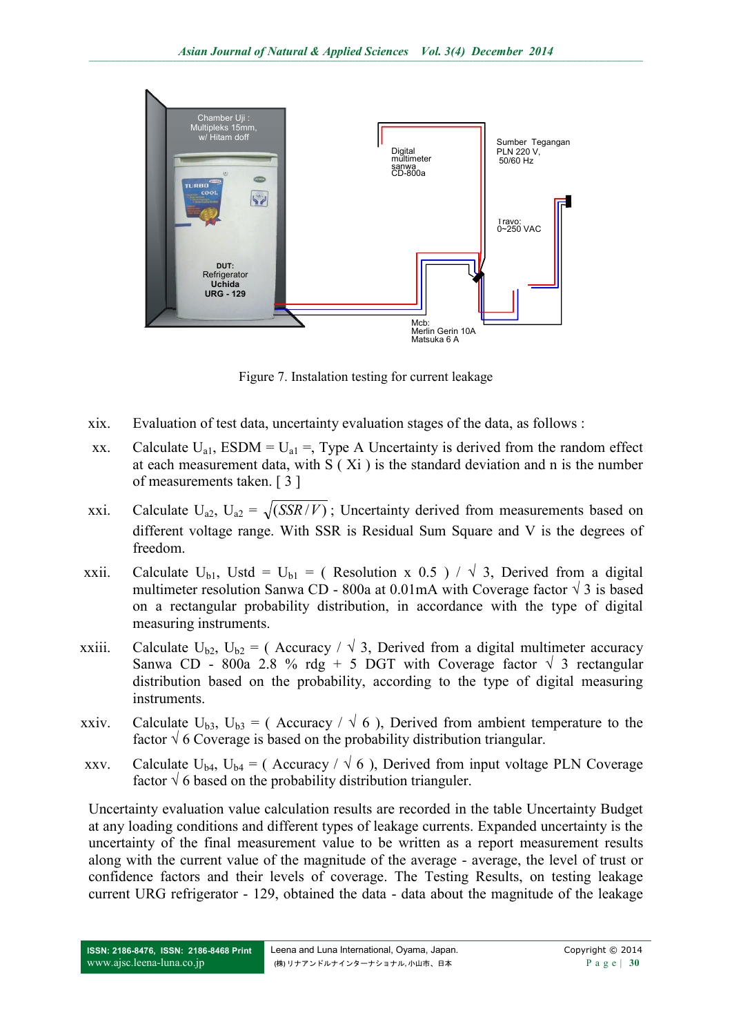Figure 7. Instalation testing for current leakage

xix. Evaluation of test data, uncertainty evaluation stages of the data, as follows :

xx. Calculate $U_{a1}$, ESDM = $U_{a1}$ =, Type A Uncertainty is derived from the random effect at each measurement data, with S ( Xi ) is the standard deviation and n is the number of measurements taken. [ 3 ]

xxi. Calculate $U_{a2}$, $U_{a2} = \sqrt{(SSR/V)}$ ; Uncertainty derived from measurements based on different voltage range. With SSR is Residual Sum Square and V is the degrees of freedom.

xxii. Calculate $U_{b1}$, Ustd = $U_{b1}$ = ( Resolution x 0.5 ) / √ 3, Derived from a digital multimeter resolution Sanwa CD - 800a at 0.01mA with Coverage factor √ 3 is based on a rectangular probability distribution, in accordance with the type of digital measuring instruments.

xxiii. Calculate $U_{b2}$, $U_{b2}$ = ( Accuracy / √ 3, Derived from a digital multimeter accuracy Sanwa CD - 800a 2.8 % rdg + 5 DGT with Coverage factor √ 3 rectangular distribution based on the probability, according to the type of digital measuring instruments.

xxiv. Calculate $U_{b3}$, $U_{b3}$ = ( Accuracy / √ 6 ), Derived from ambient temperature to the factor √ 6 Coverage is based on the probability distribution triangular.

xxv. Calculate $U_{b4}$, $U_{b4}$ = ( Accuracy / √ 6 ), Derived from input voltage PLN Coverage factor √ 6 based on the probability distribution trianguler.

Uncertainty evaluation value calculation results are recorded in the table Uncertainty Budget at any loading conditions and different types of leakage currents. Expanded uncertainty is the uncertainty of the final measurement value to be written as a report measurement results along with the current value of the magnitude of the average - average, the level of trust or confidence factors and their levels of coverage. The Testing Results, on testing leakage current URG refrigerator - 129, obtained the data - data about the magnitude of the leakage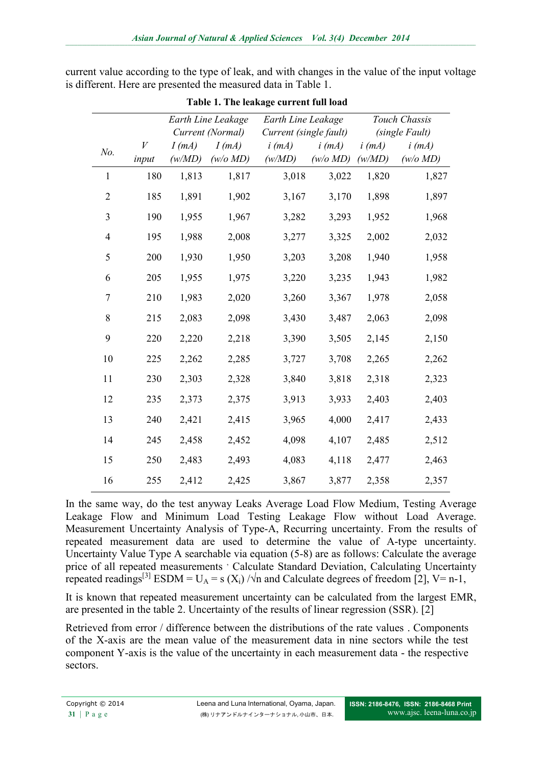current value according to the type of leak, and with changes in the value of the input voltage is different. Here are presented the measured data in Table 1.

**Table 1. The leakage current full load**

| No. | V input | *Earth Line Leakage Current (Normal)* I (mA) (w/MD) | I (mA) (w/o MD) | *Earth Line Leakage Current (single fault)* i (mA) (w/MD) | i (mA) (w/o MD) | *Touch Chassis (single Fault)* i (mA) (w/MD) | i (mA) (w/o MD) |
|---|---|---|---|---|---|---|---|
| 1 | 180 | 1,813 | 1,817 | 3,018 | 3,022 | 1,820 | 1,827 |
| 2 | 185 | 1,891 | 1,902 | 3,167 | 3,170 | 1,898 | 1,897 |
| 3 | 190 | 1,955 | 1,967 | 3,282 | 3,293 | 1,952 | 1,968 |
| 4 | 195 | 1,988 | 2,008 | 3,277 | 3,325 | 2,002 | 2,032 |
| 5 | 200 | 1,930 | 1,950 | 3,203 | 3,208 | 1,940 | 1,958 |
| 6 | 205 | 1,955 | 1,975 | 3,220 | 3,235 | 1,943 | 1,982 |
| 7 | 210 | 1,983 | 2,020 | 3,260 | 3,367 | 1,978 | 2,058 |
| 8 | 215 | 2,083 | 2,098 | 3,430 | 3,487 | 2,063 | 2,098 |
| 9 | 220 | 2,220 | 2,218 | 3,390 | 3,505 | 2,145 | 2,150 |
| 10 | 225 | 2,262 | 2,285 | 3,727 | 3,708 | 2,265 | 2,262 |
| 11 | 230 | 2,303 | 2,328 | 3,840 | 3,818 | 2,318 | 2,323 |
| 12 | 235 | 2,373 | 2,375 | 3,913 | 3,933 | 2,403 | 2,403 |
| 13 | 240 | 2,421 | 2,415 | 3,965 | 4,000 | 2,417 | 2,433 |
| 14 | 245 | 2,458 | 2,452 | 4,098 | 4,107 | 2,485 | 2,512 |
| 15 | 250 | 2,483 | 2,493 | 4,083 | 4,118 | 2,477 | 2,463 |
| 16 | 255 | 2,412 | 2,425 | 3,867 | 3,877 | 2,358 | 2,357 |

In the same way, do the test anyway Leaks Average Load Flow Medium, Testing Average Leakage Flow and Minimum Load Testing Leakage Flow without Load Average. Measurement Uncertainty Analysis of Type-A, Recurring uncertainty. From the results of repeated measurement data are used to determine the value of A-type uncertainty. Uncertainty Value Type A searchable via equation (5-8) are as follows: Calculate the average price of all repeated measurements , Calculate Standard Deviation, Calculating Uncertainty repeated readings[3] ESDM = $U_A = s(X_i)/\sqrt{n}$ and Calculate degrees of freedom [2], V= n-1,

It is known that repeated measurement uncertainty can be calculated from the largest EMR, are presented in the table 2. Uncertainty of the results of linear regression (SSR). [2]

Retrieved from error / difference between the distributions of the rate values . Components of the X-axis are the mean value of the measurement data in nine sectors while the test component Y-axis is the value of the uncertainty in each measurement data - the respective sectors.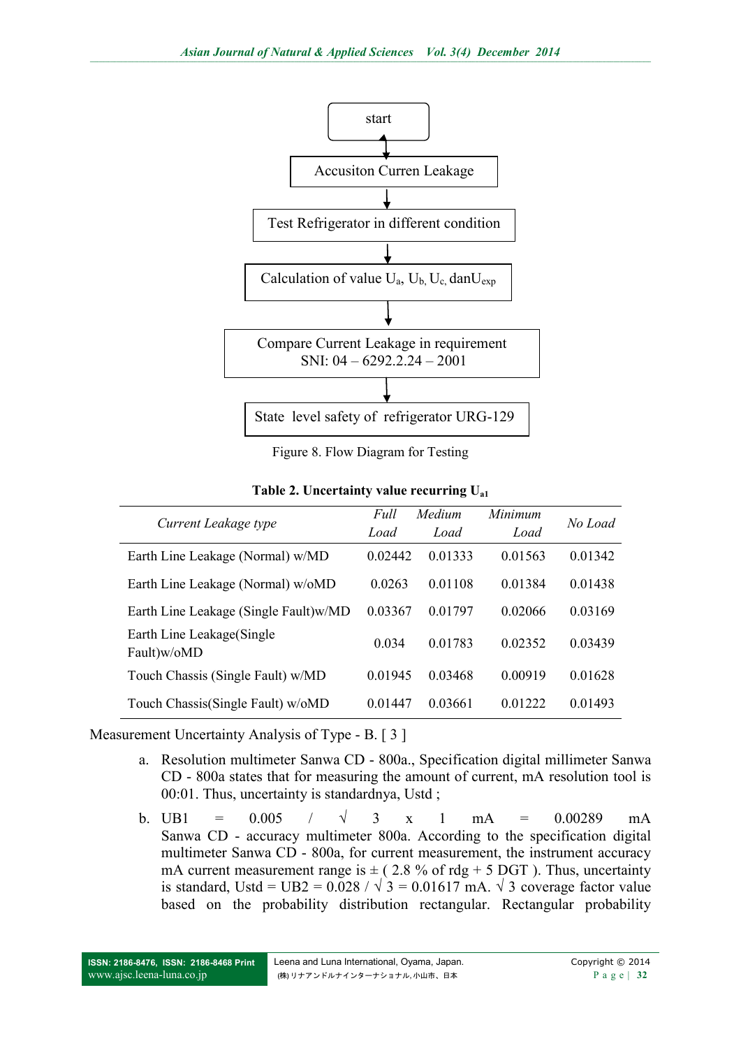start

↓

Accusiton Curren Leakage

↓

Test Refrigerator in different condition

↓

Calculation of value $U_a$, $U_b$, $U_c$, dan$U_{exp}$

↓

Compare Current Leakage in requirement SNI: 04 – 6292.2.24 – 2001

↓

State level safety of refrigerator URG-129

Figure 8. Flow Diagram for Testing

**Table 2. Uncertainty value recurring $U_{a1}$**

| *Current Leakage type* | *Full Load* | *Medium Load* | *Minimum Load* | *No Load* |
|---|---|---|---|---|
| Earth Line Leakage (Normal) w/MD | 0.02442 | 0.01333 | 0.01563 | 0.01342 |
| Earth Line Leakage (Normal) w/oMD | 0.0263 | 0.01108 | 0.01384 | 0.01438 |
| Earth Line Leakage (Single Fault)w/MD | 0.03367 | 0.01797 | 0.02066 | 0.03169 |
| Earth Line Leakage(Single Fault)w/oMD | 0.034 | 0.01783 | 0.02352 | 0.03439 |
| Touch Chassis (Single Fault) w/MD | 0.01945 | 0.03468 | 0.00919 | 0.01628 |
| Touch Chassis(Single Fault) w/oMD | 0.01447 | 0.03661 | 0.01222 | 0.01493 |

Measurement Uncertainty Analysis of Type - B. [ 3 ]

a. Resolution multimeter Sanwa CD - 800a., Specification digital millimeter Sanwa CD - 800a states that for measuring the amount of current, mA resolution tool is 00:01. Thus, uncertainty is standardnya, Ustd ;

b. UB1 = 0.005 / √ 3 x 1 mA = 0.00289 mA Sanwa CD - accuracy multimeter 800a. According to the specification digital multimeter Sanwa CD - 800a, for current measurement, the instrument accuracy mA current measurement range is ± ( 2.8 % of rdg + 5 DGT ). Thus, uncertainty is standard, Ustd = UB2 = 0.028 / √ 3 = 0.01617 mA. √ 3 coverage factor value based on the probability distribution rectangular. Rectangular probability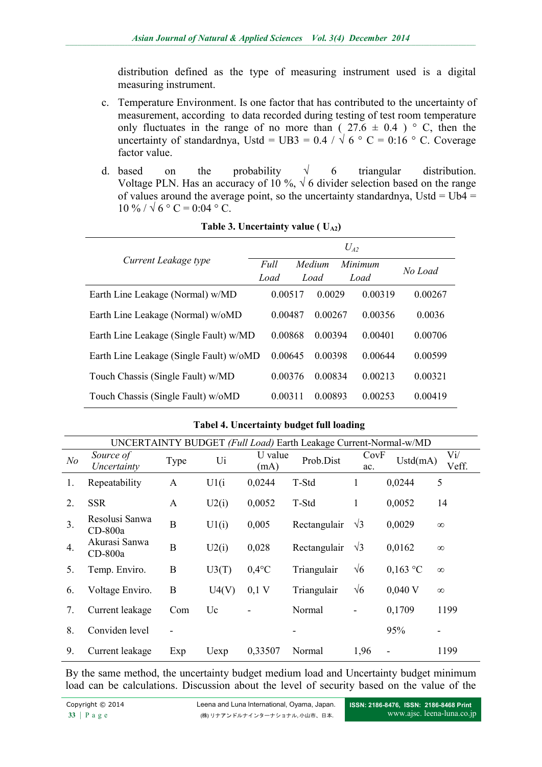distribution defined as the type of measuring instrument used is a digital measuring instrument.

c. Temperature Environment. Is one factor that has contributed to the uncertainty of measurement, according to data recorded during testing of test room temperature only fluctuates in the range of no more than ( 27.6 ± 0.4 ) ° C, then the uncertainty of standardnya, Ustd = UB3 = 0.4 / √ 6 ° C = 0:16 ° C. Coverage factor value.

d. based on the probability √ 6 triangular distribution. Voltage PLN. Has an accuracy of 10 %, √ 6 divider selection based on the range of values around the average point, so the uncertainty standardnya, Ustd = Ub4 = 10 % / √ 6 ° C = 0:04 ° C.

**Table 3. Uncertainty value ( $U_{A2}$)**

| *Current Leakage type* | $U_{A2}$ | | | |
|---|---|---|---|---|
| | *Full Load* | *Medium Load* | *Minimum Load* | *No Load* |
| Earth Line Leakage (Normal) w/MD | 0.00517 | 0.0029 | 0.00319 | 0.00267 |
| Earth Line Leakage (Normal) w/oMD | 0.00487 | 0.00267 | 0.00356 | 0.0036 |
| Earth Line Leakage (Single Fault) w/MD | 0.00868 | 0.00394 | 0.00401 | 0.00706 |
| Earth Line Leakage (Single Fault) w/oMD | 0.00645 | 0.00398 | 0.00644 | 0.00599 |
| Touch Chassis (Single Fault) w/MD | 0.00376 | 0.00834 | 0.00213 | 0.00321 |
| Touch Chassis (Single Fault) w/oMD | 0.00311 | 0.00893 | 0.00253 | 0.00419 |

**Tabel 4. Uncertainty budget full loading**

| UNCERTAINTY BUDGET *(Full Load)* Earth Leakage Current-Normal-w/MD | | | | | | | | |
|---|---|---|---|---|---|---|---|---|
| *No* | *Source of Uncertainty* | Type | Ui | U value (mA) | Prob.Dist | CovF ac. | Ustd(mA) | Vi/ Veff. |
| 1. | Repeatability | A | U1(i | 0,0244 | T-Std | 1 | 0,0244 | 5 |
| 2. | SSR | A | U2(i) | 0,0052 | T-Std | 1 | 0,0052 | 14 |
| 3. | Resolusi Sanwa CD-800a | B | U1(i) | 0,005 | Rectangulair | √3 | 0,0029 | ∞ |
| 4. | Akurasi Sanwa CD-800a | B | U2(i) | 0,028 | Rectangulair | √3 | 0,0162 | ∞ |
| 5. | Temp. Enviro. | B | U3(T) | 0,4°C | Triangulair | √6 | 0,163 °C | ∞ |
| 6. | Voltage Enviro. | B | U4(V) | 0,1 V | Triangulair | √6 | 0,040 V | ∞ |
| 7. | Current leakage | Com | Uc | - | Normal | - | 0,1709 | 1199 |
| 8. | Conviden level | - | | | - | | 95% | - |
| 9. | Current leakage | Exp | Uexp | 0,33507 | Normal | 1,96 | - | 1199 |

By the same method, the uncertainty budget medium load and Uncertainty budget minimum load can be calculations. Discussion about the level of security based on the value of the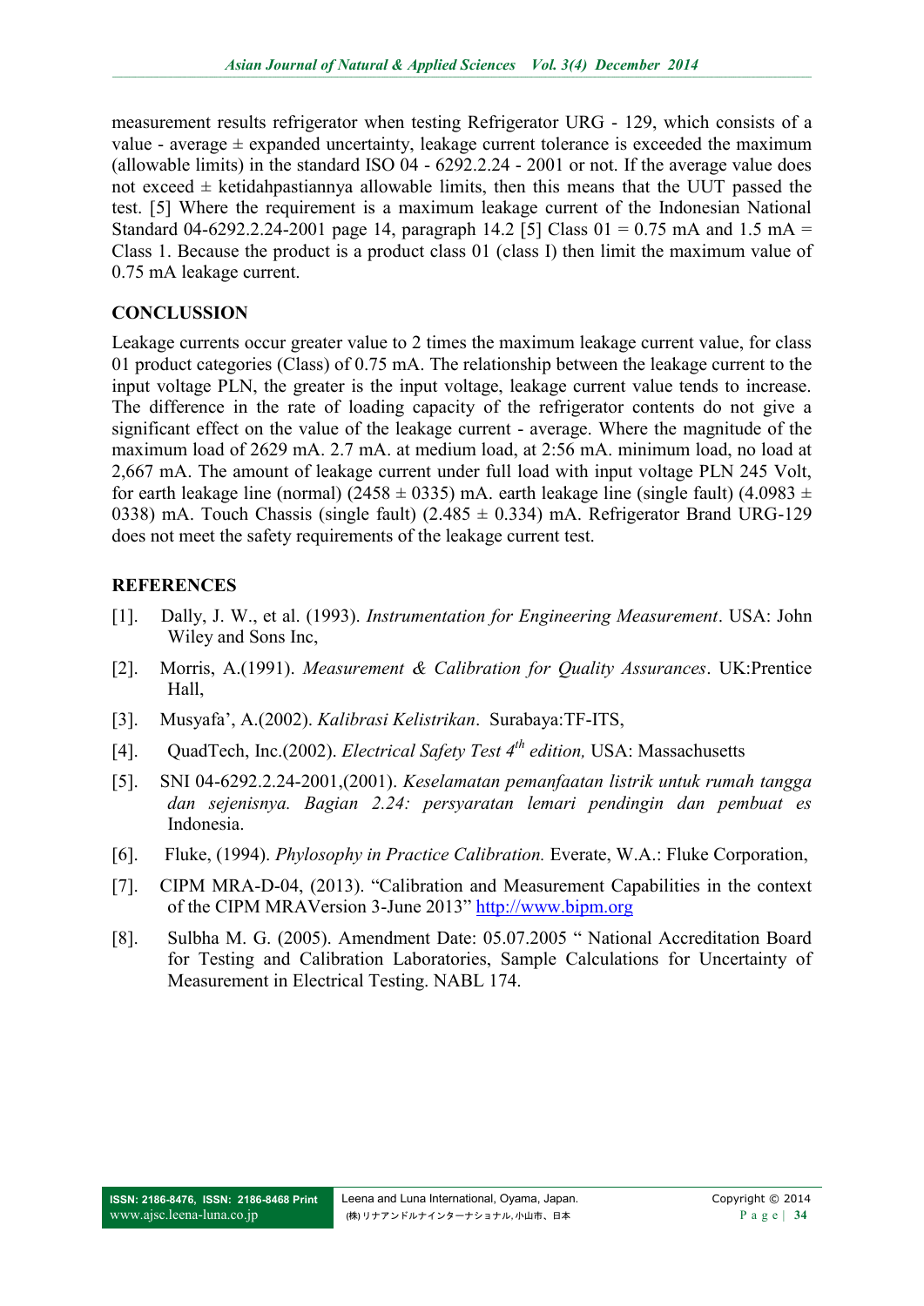measurement results refrigerator when testing Refrigerator URG - 129, which consists of a value - average ± expanded uncertainty, leakage current tolerance is exceeded the maximum (allowable limits) in the standard ISO 04 - 6292.2.24 - 2001 or not. If the average value does not exceed ± ketidahpastiannya allowable limits, then this means that the UUT passed the test. [5] Where the requirement is a maximum leakage current of the Indonesian National Standard 04-6292.2.24-2001 page 14, paragraph 14.2 [5] Class 01 = 0.75 mA and 1.5 mA = Class 1. Because the product is a product class 01 (class I) then limit the maximum value of 0.75 mA leakage current.

## CONCLUSSION

Leakage currents occur greater value to 2 times the maximum leakage current value, for class 01 product categories (Class) of 0.75 mA. The relationship between the leakage current to the input voltage PLN, the greater is the input voltage, leakage current value tends to increase. The difference in the rate of loading capacity of the refrigerator contents do not give a significant effect on the value of the leakage current - average. Where the magnitude of the maximum load of 2629 mA. 2.7 mA. at medium load, at 2:56 mA. minimum load, no load at 2,667 mA. The amount of leakage current under full load with input voltage PLN 245 Volt, for earth leakage line (normal) (2458 ± 0335) mA. earth leakage line (single fault) (4.0983 ± 0338) mA. Touch Chassis (single fault) (2.485 ± 0.334) mA. Refrigerator Brand URG-129 does not meet the safety requirements of the leakage current test.

## REFERENCES

[1]. Dally, J. W., et al. (1993). *Instrumentation for Engineering Measurement*. USA: John Wiley and Sons Inc,

[2]. Morris, A.(1991). *Measurement & Calibration for Quality Assurances*. UK:Prentice Hall,

[3]. Musyafa', A.(2002). *Kalibrasi Kelistrikan*. Surabaya:TF-ITS,

[4]. QuadTech, Inc.(2002). *Electrical Safety Test 4th edition,* USA: Massachusetts

[5]. SNI 04-6292.2.24-2001,(2001). *Keselamatan pemanfaatan listrik untuk rumah tangga dan sejenisnya. Bagian 2.24: persyaratan lemari pendingin dan pembuat es* Indonesia.

[6]. Fluke, (1994). *Phylosophy in Practice Calibration.* Everate, W.A.: Fluke Corporation,

[7]. CIPM MRA-D-04, (2013). "Calibration and Measurement Capabilities in the context of the CIPM MRAVersion 3-June 2013" http://www.bipm.org

[8]. Sulbha M. G. (2005). Amendment Date: 05.07.2005 " National Accreditation Board for Testing and Calibration Laboratories, Sample Calculations for Uncertainty of Measurement in Electrical Testing. NABL 174.